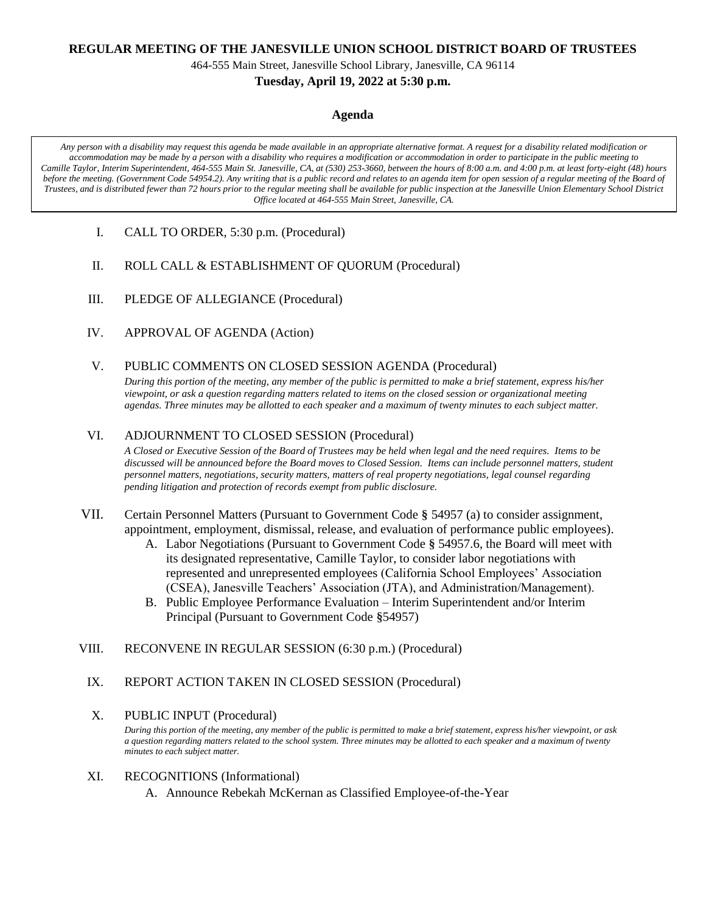**REGULAR MEETING OF THE JANESVILLE UNION SCHOOL DISTRICT BOARD OF TRUSTEES**

464-555 Main Street, Janesville School Library, Janesville, CA 96114

**Tuesday, April 19, 2022 at 5:30 p.m.**

## Agenda

*Any person with a disability may request this agenda be made available in an appropriate alternative format. A request for a disability related modification or accommodation may be made by a person with a disability who requires a modification or accommodation in order to participate in the public meeting to Camille Taylor, Interim Superintendent, 464-555 Main St. Janesville, CA, at (530) 253-3660, between the hours of 8:00 a.m. and 4:00 p.m. at least forty-eight (48) hours before the meeting. (Government Code 54954.2). Any writing that is a public record and relates to an agenda item for open session of a regular meeting of the Board of Trustees, and is distributed fewer than 72 hours prior to the regular meeting shall be available for public inspection at the Janesville Union Elementary School District Office located at 464-555 Main Street, Janesville, CA.*

I. CALL TO ORDER, 5:30 p.m. (Procedural)

II. ROLL CALL & ESTABLISHMENT OF QUORUM (Procedural)

III. PLEDGE OF ALLEGIANCE (Procedural)

IV. APPROVAL OF AGENDA (Action)

V. PUBLIC COMMENTS ON CLOSED SESSION AGENDA (Procedural)

*During this portion of the meeting, any member of the public is permitted to make a brief statement, express his/her viewpoint, or ask a question regarding matters related to items on the closed session or organizational meeting agendas. Three minutes may be allotted to each speaker and a maximum of twenty minutes to each subject matter.*

VI. ADJOURNMENT TO CLOSED SESSION (Procedural)

*A Closed or Executive Session of the Board of Trustees may be held when legal and the need requires. Items to be discussed will be announced before the Board moves to Closed Session. Items can include personnel matters, student personnel matters, negotiations, security matters, matters of real property negotiations, legal counsel regarding pending litigation and protection of records exempt from public disclosure.*

VII. Certain Personnel Matters (Pursuant to Government Code § 54957 (a) to consider assignment, appointment, employment, dismissal, release, and evaluation of performance public employees).

A. Labor Negotiations (Pursuant to Government Code § 54957.6, the Board will meet with its designated representative, Camille Taylor, to consider labor negotiations with represented and unrepresented employees (California School Employees' Association (CSEA), Janesville Teachers' Association (JTA), and Administration/Management).

B. Public Employee Performance Evaluation – Interim Superintendent and/or Interim Principal (Pursuant to Government Code §54957)

VIII. RECONVENE IN REGULAR SESSION (6:30 p.m.) (Procedural)

IX. REPORT ACTION TAKEN IN CLOSED SESSION (Procedural)

X. PUBLIC INPUT (Procedural)

*During this portion of the meeting, any member of the public is permitted to make a brief statement, express his/her viewpoint, or ask a question regarding matters related to the school system. Three minutes may be allotted to each speaker and a maximum of twenty minutes to each subject matter.*

XI. RECOGNITIONS (Informational)

A. Announce Rebekah McKernan as Classified Employee-of-the-Year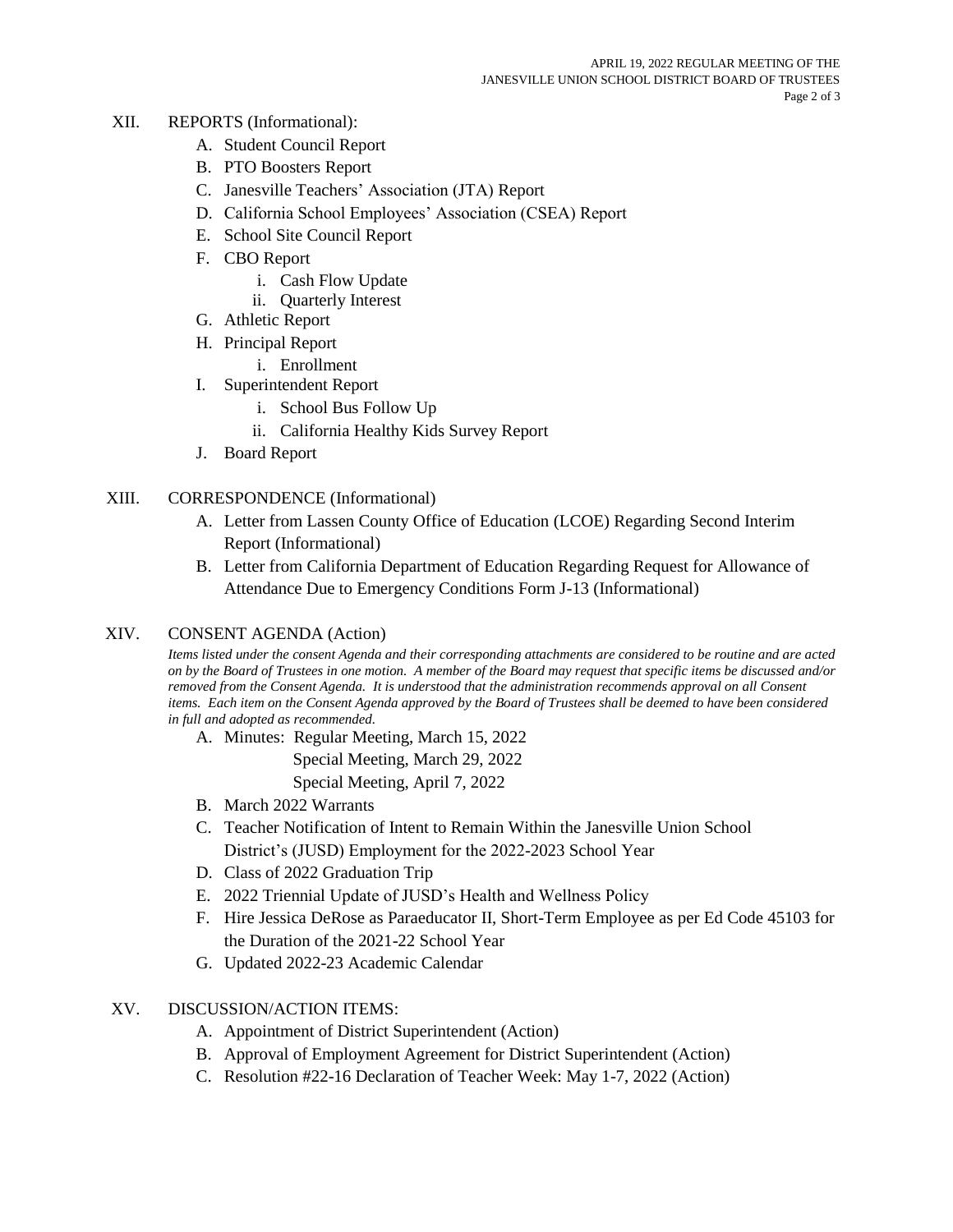XII. REPORTS (Informational):

A. Student Council Report
B. PTO Boosters Report
C. Janesville Teachers' Association (JTA) Report
D. California School Employees' Association (CSEA) Report
E. School Site Council Report
F. CBO Report
    i. Cash Flow Update
    ii. Quarterly Interest
G. Athletic Report
H. Principal Report
    i. Enrollment
I. Superintendent Report
    i. School Bus Follow Up
    ii. California Healthy Kids Survey Report
J. Board Report

XIII. CORRESPONDENCE (Informational)

A. Letter from Lassen County Office of Education (LCOE) Regarding Second Interim Report (Informational)
B. Letter from California Department of Education Regarding Request for Allowance of Attendance Due to Emergency Conditions Form J-13 (Informational)

XIV. CONSENT AGENDA (Action)

*Items listed under the consent Agenda and their corresponding attachments are considered to be routine and are acted on by the Board of Trustees in one motion. A member of the Board may request that specific items be discussed and/or removed from the Consent Agenda. It is understood that the administration recommends approval on all Consent items. Each item on the Consent Agenda approved by the Board of Trustees shall be deemed to have been considered in full and adopted as recommended.*

A. Minutes: Regular Meeting, March 15, 2022
    Special Meeting, March 29, 2022
    Special Meeting, April 7, 2022
B. March 2022 Warrants
C. Teacher Notification of Intent to Remain Within the Janesville Union School District's (JUSD) Employment for the 2022-2023 School Year
D. Class of 2022 Graduation Trip
E. 2022 Triennial Update of JUSD's Health and Wellness Policy
F. Hire Jessica DeRose as Paraeducator II, Short-Term Employee as per Ed Code 45103 for the Duration of the 2021-22 School Year
G. Updated 2022-23 Academic Calendar

XV. DISCUSSION/ACTION ITEMS:

A. Appointment of District Superintendent (Action)
B. Approval of Employment Agreement for District Superintendent (Action)
C. Resolution #22-16 Declaration of Teacher Week: May 1-7, 2022 (Action)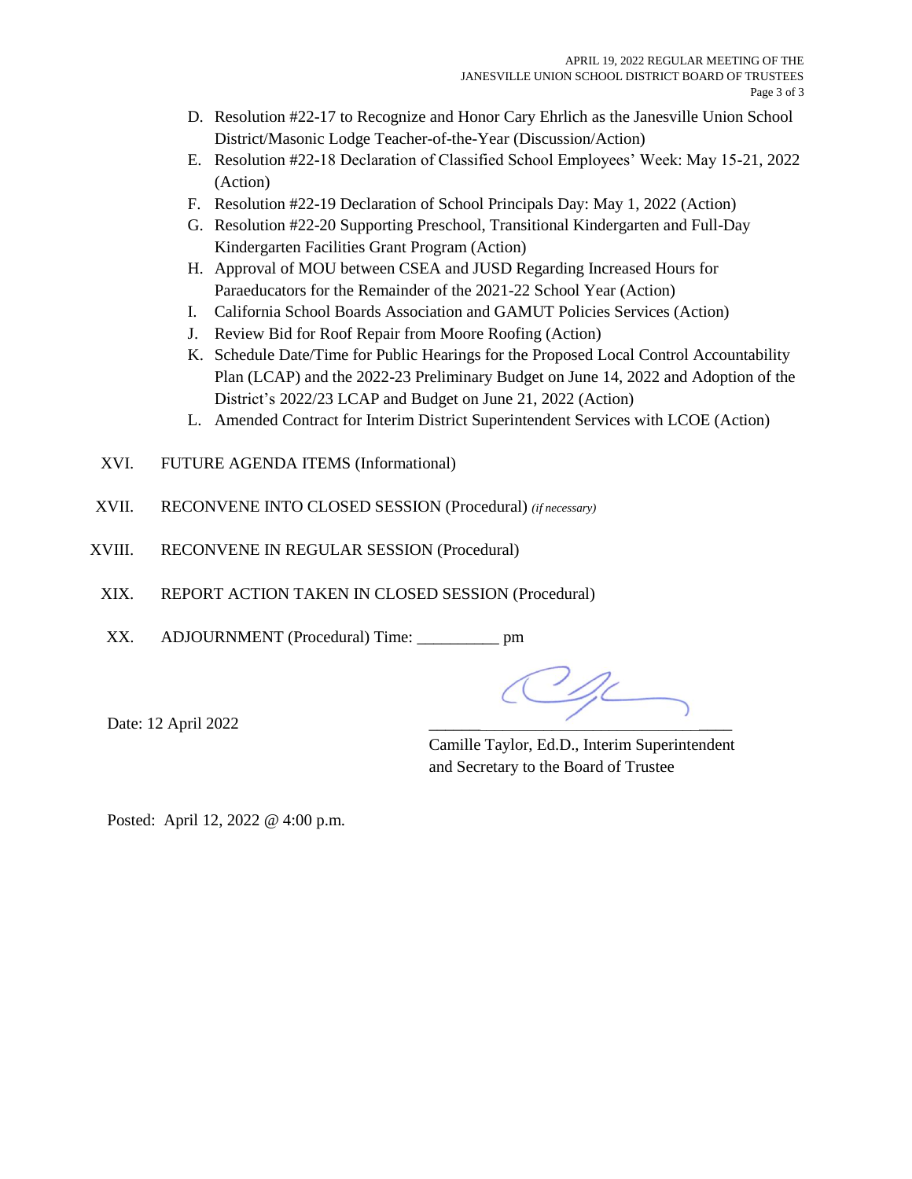D. Resolution #22-17 to Recognize and Honor Cary Ehrlich as the Janesville Union School District/Masonic Lodge Teacher-of-the-Year (Discussion/Action)
E. Resolution #22-18 Declaration of Classified School Employees' Week: May 15-21, 2022 (Action)
F. Resolution #22-19 Declaration of School Principals Day: May 1, 2022 (Action)
G. Resolution #22-20 Supporting Preschool, Transitional Kindergarten and Full-Day Kindergarten Facilities Grant Program (Action)
H. Approval of MOU between CSEA and JUSD Regarding Increased Hours for Paraeducators for the Remainder of the 2021-22 School Year (Action)
I. California School Boards Association and GAMUT Policies Services (Action)
J. Review Bid for Roof Repair from Moore Roofing (Action)
K. Schedule Date/Time for Public Hearings for the Proposed Local Control Accountability Plan (LCAP) and the 2022-23 Preliminary Budget on June 14, 2022 and Adoption of the District's 2022/23 LCAP and Budget on June 21, 2022 (Action)
L. Amended Contract for Interim District Superintendent Services with LCOE (Action)

XVI. FUTURE AGENDA ITEMS (Informational)

XVII. RECONVENE INTO CLOSED SESSION (Procedural) *(if necessary)*

XVIII. RECONVENE IN REGULAR SESSION (Procedural)

XIX. REPORT ACTION TAKEN IN CLOSED SESSION (Procedural)

XX. ADJOURNMENT (Procedural) Time: __________ pm

Date: 12 April 2022

______________________________________

Camille Taylor, Ed.D., Interim Superintendent
and Secretary to the Board of Trustee

Posted: April 12, 2022 @ 4:00 p.m.